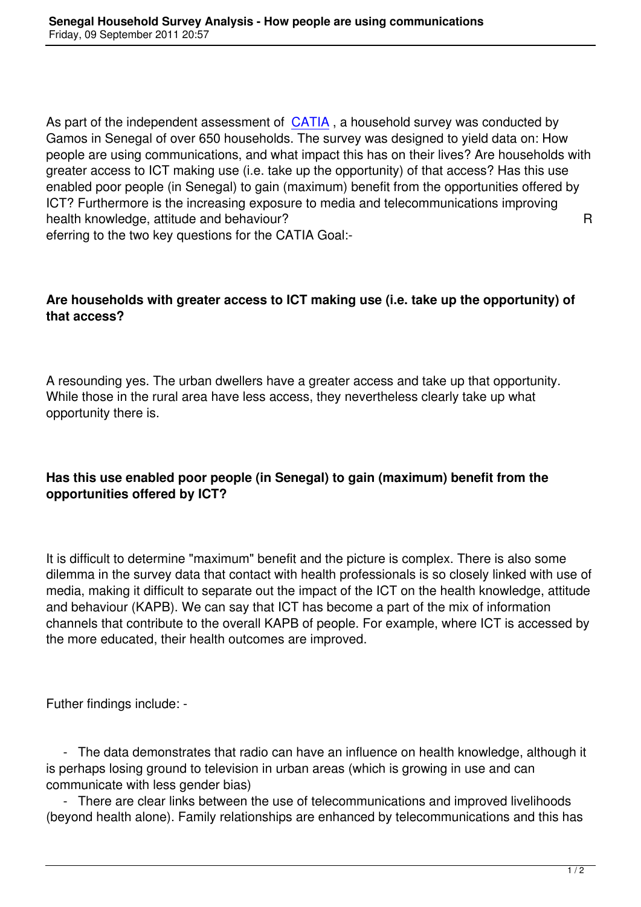As part of the independent assessment of CATIA , a household survey was conducted by Gamos in Senegal of over 650 households. The survey was designed to yield data on: How people are using communications, and what impact this has on their lives? Are households with greater access to ICT making use (i.e. take up the opportunity) of that access? Has this use enabled poor people (in Senegal) to gain (maximum) benefit from the opportunities offered by ICT? Furthermore is the increasing exposure to media and telecommunications improving health knowledge, attitude and behaviour? Referring to the two key questions for the CATIA Goal:-

**Are households with greater access to ICT making use (i.e. take up the opportunity) of that access?**

A resounding yes. The urban dwellers have a greater access and take up that opportunity. While those in the rural area have less access, they nevertheless clearly take up what opportunity there is.

**Has this use enabled poor people (in Senegal) to gain (maximum) benefit from the opportunities offered by ICT?**

It is difficult to determine "maximum" benefit and the picture is complex. There is also some dilemma in the survey data that contact with health professionals is so closely linked with use of media, making it difficult to separate out the impact of the ICT on the health knowledge, attitude and behaviour (KAPB). We can say that ICT has become a part of the mix of information channels that contribute to the overall KAPB of people. For example, where ICT is accessed by the more educated, their health outcomes are improved.

Futher findings include: -

- The data demonstrates that radio can have an influence on health knowledge, although it is perhaps losing ground to television in urban areas (which is growing in use and can communicate with less gender bias)
- There are clear links between the use of telecommunications and improved livelihoods (beyond health alone). Family relationships are enhanced by telecommunications and this has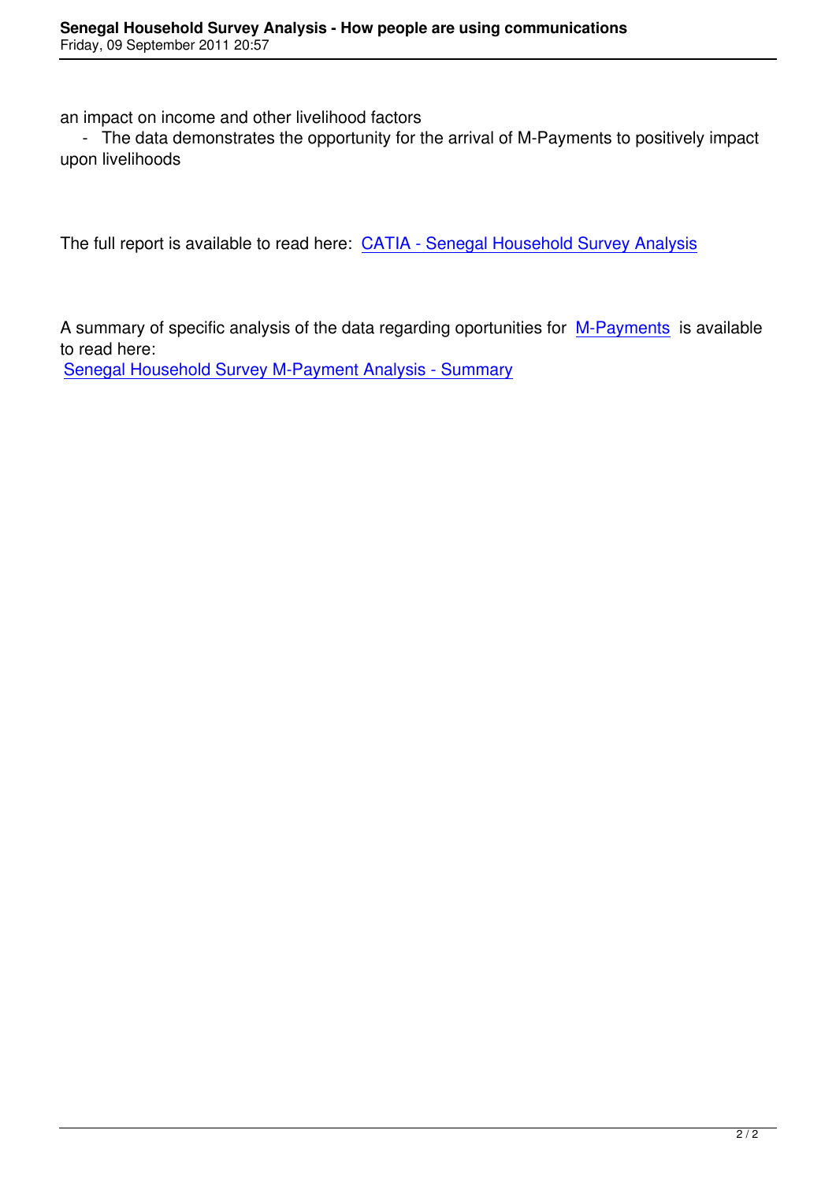an impact on income and other livelihood factors

- The data demonstrates the opportunity for the arrival of M-Payments to positively impact upon livelihoods

The full report is available to read here: CATIA - Senegal Household Survey Analysis

A summary of specific analysis of the data regarding oportunities for M-Payments is available to read here:
Senegal Household Survey M-Payment Analysis - Summary